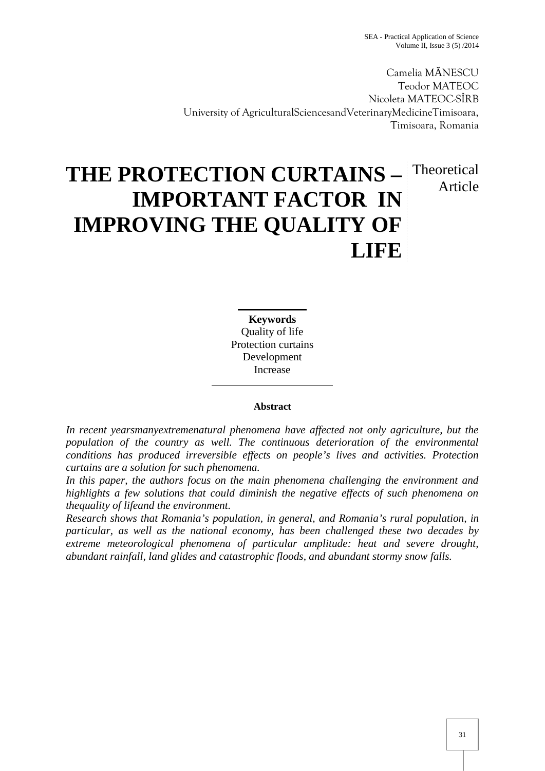Camelia MĂNESCU
Teodor MATEOC
Nicoleta MATEOC-SÎRB
University of AgriculturalSciencesandVeterinaryMedicineTimisoara, Timisoara, Romania

# THE PROTECTION CURTAINS – IMPORTANT FACTOR IN IMPROVING THE QUALITY OF LIFE

Theoretical Article

**Keywords**
Quality of life
Protection curtains
Development
Increase

**Abstract**

*In recent yearsmanyextremenatural phenomena have affected not only agriculture, but the population of the country as well. The continuous deterioration of the environmental conditions has produced irreversible effects on people's lives and activities. Protection curtains are a solution for such phenomena.*

*In this paper, the authors focus on the main phenomena challenging the environment and highlights a few solutions that could diminish the negative effects of such phenomena on thequality of lifeand the environment.*

*Research shows that Romania's population, in general, and Romania's rural population, in particular, as well as the national economy, has been challenged these two decades by extreme meteorological phenomena of particular amplitude: heat and severe drought, abundant rainfall, land glides and catastrophic floods, and abundant stormy snow falls.*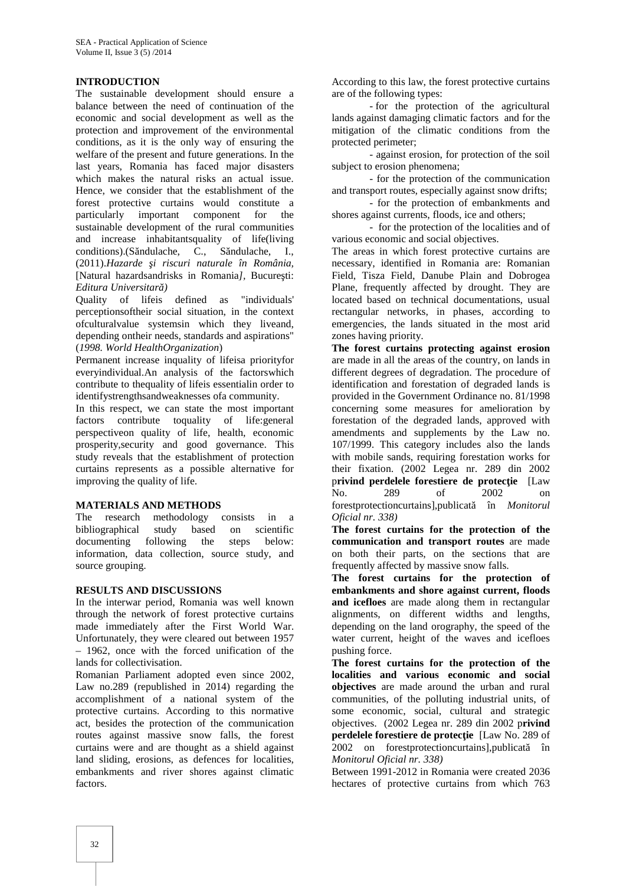## INTRODUCTION

The sustainable development should ensure a balance between the need of continuation of the economic and social development as well as the protection and improvement of the environmental conditions, as it is the only way of ensuring the welfare of the present and future generations. In the last years, Romania has faced major disasters which makes the natural risks an actual issue. Hence, we consider that the establishment of the forest protective curtains would constitute a particularly important component for the sustainable development of the rural communities and increase inhabitantsquality of life(living conditions).(Săndulache, C., Săndulache, I., (2011).*Hazarde şi riscuri naturale în România*, [Natural hazardsandrisks in Romania*]*, Bucureşti: *Editura Universitară)*

Quality of lifeis defined as "individuals' perceptionsoftheir social situation, in the context ofculturalvalue systemsin which they liveand, depending ontheir needs, standards and aspirations" (*1998. World HealthOrganization*)

Permanent increase inquality of lifeisa priorityfor everyindividual.An analysis of the factorswhich contribute to thequality of lifeis essentialin order to identifystrengthsandweaknesses ofa community.

In this respect, we can state the most important factors contribute toquality of life:general perspectiveon quality of life, health, economic prosperity,security and good governance. This study reveals that the establishment of protection curtains represents as a possible alternative for improving the quality of life.

## MATERIALS AND METHODS

The research methodology consists in a bibliographical study based on scientific documenting following the steps below: information, data collection, source study, and source grouping.

## RESULTS AND DISCUSSIONS

In the interwar period, Romania was well known through the network of forest protective curtains made immediately after the First World War. Unfortunately, they were cleared out between 1957 – 1962, once with the forced unification of the lands for collectivisation.

Romanian Parliament adopted even since 2002, Law no.289 (republished in 2014) regarding the accomplishment of a national system of the protective curtains. According to this normative act, besides the protection of the communication routes against massive snow falls, the forest curtains were and are thought as a shield against land sliding, erosions, as defences for localities, embankments and river shores against climatic factors.

According to this law, the forest protective curtains are of the following types:

- for the protection of the agricultural lands against damaging climatic factors and for the mitigation of the climatic conditions from the protected perimeter;
- against erosion, for protection of the soil subject to erosion phenomena;
- for the protection of the communication and transport routes, especially against snow drifts;
- for the protection of embankments and shores against currents, floods, ice and others;
- for the protection of the localities and of various economic and social objectives.

The areas in which forest protective curtains are necessary, identified in Romania are: Romanian Field, Tisza Field, Danube Plain and Dobrogea Plane, frequently affected by drought. They are located based on technical documentations, usual rectangular networks, in phases, according to emergencies, the lands situated in the most arid zones having priority.

**The forest curtains protecting against erosion** are made in all the areas of the country, on lands in different degrees of degradation. The procedure of identification and forestation of degraded lands is provided in the Government Ordinance no. 81/1998 concerning some measures for amelioration by forestation of the degraded lands, approved with amendments and supplements by the Law no. 107/1999. This category includes also the lands with mobile sands, requiring forestation works for their fixation. (2002 Legea nr. 289 din 2002 p**rivind perdelele forestiere de protecţie** [Law No. 289 of 2002 on forestprotectioncurtains],publicată în *Monitorul Oficial nr. 338)*

**The forest curtains for the protection of the communication and transport routes** are made on both their parts, on the sections that are frequently affected by massive snow falls.

**The forest curtains for the protection of embankments and shore against current, floods and icefloes** are made along them in rectangular alignments, on different widths and lengths, depending on the land orography, the speed of the water current, height of the waves and icefloes pushing force.

**The forest curtains for the protection of the localities and various economic and social objectives** are made around the urban and rural communities, of the polluting industrial units, of some economic, social, cultural and strategic objectives. (2002 Legea nr. 289 din 2002 p**rivind perdelele forestiere de protecţie** [Law No. 289 of 2002 on forestprotectioncurtains],publicată în *Monitorul Oficial nr. 338)*

Between 1991-2012 in Romania were created 2036 hectares of protective curtains from which 763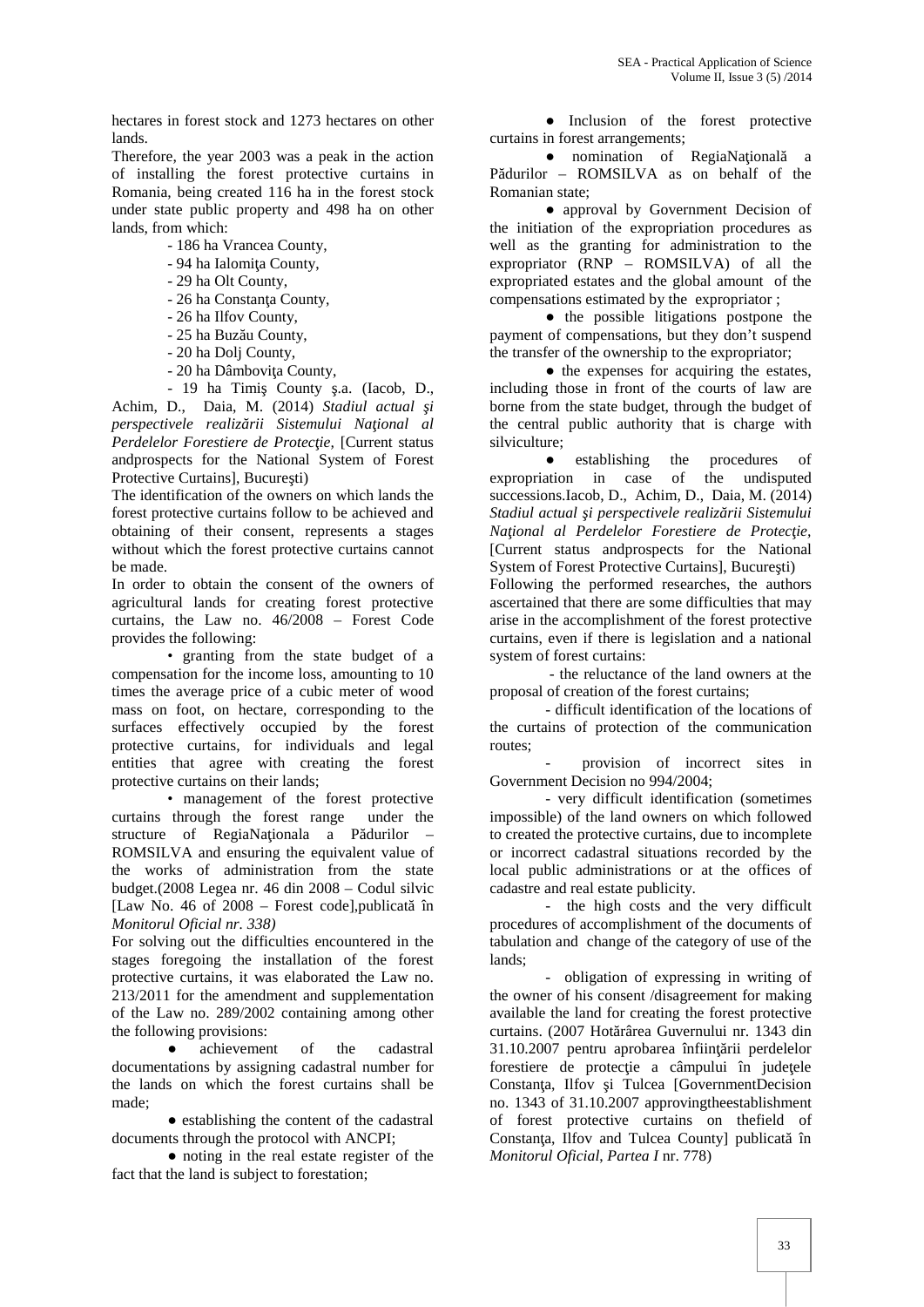hectares in forest stock and 1273 hectares on other lands.

Therefore, the year 2003 was a peak in the action of installing the forest protective curtains in Romania, being created 116 ha in the forest stock under state public property and 498 ha on other lands, from which:

- 186 ha Vrancea County,
- 94 ha Ialomiţa County,
- 29 ha Olt County,
- 26 ha Constanţa County,
- 26 ha Ilfov County,
- 25 ha Buzău County,
- 20 ha Dolj County,
- 20 ha Dâmboviţa County,
- 19 ha Timiş County ş.a. (Iacob, D., Achim, D., Daia, M. (2014) *Stadiul actual şi perspectivele realizării Sistemului Naţional al Perdelelor Forestiere de Protecţie,* [Current status andprospects for the National System of Forest Protective Curtains], Bucureşti)

The identification of the owners on which lands the forest protective curtains follow to be achieved and obtaining of their consent, represents a stages without which the forest protective curtains cannot be made.

In order to obtain the consent of the owners of agricultural lands for creating forest protective curtains, the Law no. 46/2008 – Forest Code provides the following:

- granting from the state budget of a compensation for the income loss, amounting to 10 times the average price of a cubic meter of wood mass on foot, on hectare, corresponding to the surfaces effectively occupied by the forest protective curtains, for individuals and legal entities that agree with creating the forest protective curtains on their lands;
- management of the forest protective curtains through the forest range under the structure of RegiaNaţionala a Pădurilor – ROMSILVA and ensuring the equivalent value of the works of administration from the state budget.(2008 Legea nr. 46 din 2008 – Codul silvic [Law No. 46 of 2008 – Forest code],publicată în *Monitorul Oficial nr. 338)*

For solving out the difficulties encountered in the stages foregoing the installation of the forest protective curtains, it was elaborated the Law no. 213/2011 for the amendment and supplementation of the Law no. 289/2002 containing among other the following provisions:

- achievement of the cadastral documentations by assigning cadastral number for the lands on which the forest curtains shall be made;
- establishing the content of the cadastral documents through the protocol with ANCPI;
- noting in the real estate register of the fact that the land is subject to forestation;
- Inclusion of the forest protective curtains in forest arrangements;
- nomination of RegiaNaţională a Pădurilor – ROMSILVA as on behalf of the Romanian state;
- approval by Government Decision of the initiation of the expropriation procedures as well as the granting for administration to the expropriator (RNP – ROMSILVA) of all the expropriated estates and the global amount of the compensations estimated by the expropriator ;
- the possible litigations postpone the payment of compensations, but they don't suspend the transfer of the ownership to the expropriator;
- the expenses for acquiring the estates, including those in front of the courts of law are borne from the state budget, through the budget of the central public authority that is charge with silviculture;
- establishing the procedures of expropriation in case of the undisputed successions.Iacob, D., Achim, D., Daia, M. (2014) *Stadiul actual şi perspectivele realizării Sistemului Naţional al Perdelelor Forestiere de Protecţie,* [Current status andprospects for the National System of Forest Protective Curtains], Bucureşti)

Following the performed researches, the authors ascertained that there are some difficulties that may arise in the accomplishment of the forest protective curtains, even if there is legislation and a national system of forest curtains:

- the reluctance of the land owners at the proposal of creation of the forest curtains;
- difficult identification of the locations of the curtains of protection of the communication routes;
- provision of incorrect sites in Government Decision no 994/2004;
- very difficult identification (sometimes impossible) of the land owners on which followed to created the protective curtains, due to incomplete or incorrect cadastral situations recorded by the local public administrations or at the offices of cadastre and real estate publicity.
- the high costs and the very difficult procedures of accomplishment of the documents of tabulation and change of the category of use of the lands;
- obligation of expressing in writing of the owner of his consent /disagreement for making available the land for creating the forest protective curtains. (2007 Hotărârea Guvernului nr. 1343 din 31.10.2007 pentru aprobarea înfiinţării perdelelor forestiere de protecţie a câmpului în judeţele Constanţa, Ilfov şi Tulcea [GovernmentDecision no. 1343 of 31.10.2007 approvingtheestablishment of forest protective curtains on thefield of Constanţa, Ilfov and Tulcea County] publicată în *Monitorul Oficial, Partea I* nr. 778)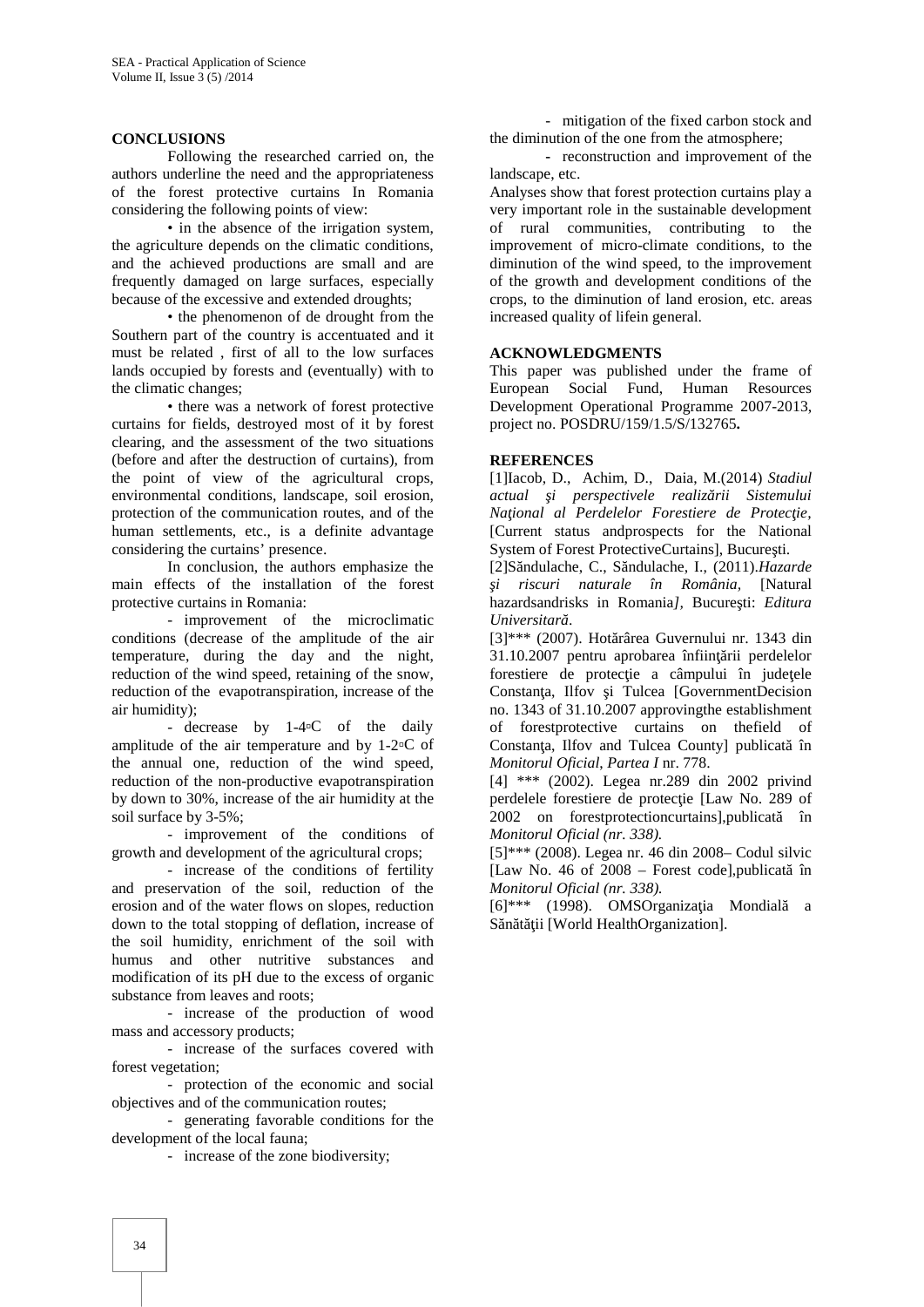## CONCLUSIONS

Following the researched carried on, the authors underline the need and the appropriateness of the forest protective curtains In Romania considering the following points of view:

• in the absence of the irrigation system, the agriculture depends on the climatic conditions, and the achieved productions are small and are frequently damaged on large surfaces, especially because of the excessive and extended droughts;

• the phenomenon of de drought from the Southern part of the country is accentuated and it must be related , first of all to the low surfaces lands occupied by forests and (eventually) with to the climatic changes;

• there was a network of forest protective curtains for fields, destroyed most of it by forest clearing, and the assessment of the two situations (before and after the destruction of curtains), from the point of view of the agricultural crops, environmental conditions, landscape, soil erosion, protection of the communication routes, and of the human settlements, etc., is a definite advantage considering the curtains' presence.

In conclusion, the authors emphasize the main effects of the installation of the forest protective curtains in Romania:

- improvement of the microclimatic conditions (decrease of the amplitude of the air temperature, during the day and the night, reduction of the wind speed, retaining of the snow, reduction of the evapotranspiration, increase of the air humidity);
- decrease by 1-4°C of the daily amplitude of the air temperature and by 1-2°C of the annual one, reduction of the wind speed, reduction of the non-productive evapotranspiration by down to 30%, increase of the air humidity at the soil surface by 3-5%;
- improvement of the conditions of growth and development of the agricultural crops;
- increase of the conditions of fertility and preservation of the soil, reduction of the erosion and of the water flows on slopes, reduction down to the total stopping of deflation, increase of the soil humidity, enrichment of the soil with humus and other nutritive substances and modification of its pH due to the excess of organic substance from leaves and roots;
- increase of the production of wood mass and accessory products;
- increase of the surfaces covered with forest vegetation;
- protection of the economic and social objectives and of the communication routes;
- generating favorable conditions for the development of the local fauna;
- increase of the zone biodiversity;
- mitigation of the fixed carbon stock and the diminution of the one from the atmosphere;
- reconstruction and improvement of the landscape, etc.

Analyses show that forest protection curtains play a very important role in the sustainable development of rural communities, contributing to the improvement of micro-climate conditions, to the diminution of the wind speed, to the improvement of the growth and development conditions of the crops, to the diminution of land erosion, etc. areas increased quality of lifein general.

## ACKNOWLEDGMENTS

This paper was published under the frame of European Social Fund, Human Resources Development Operational Programme 2007-2013, project no. POSDRU/159/1.5/S/132765**.**

## REFERENCES

[1]Iacob, D., Achim, D., Daia, M.(2014) *Stadiul actual şi perspectivele realizării Sistemului Naţional al Perdelelor Forestiere de Protecţie,* [Current status andprospects for the National System of Forest ProtectiveCurtains], Bucureşti.

[2]Săndulache, C., Săndulache, I., (2011).*Hazarde şi riscuri naturale în România,* [Natural hazardsandrisks in Romania*]*, Bucureşti: *Editura Universitară*.

[3]*** (2007). Hotărârea Guvernului nr. 1343 din 31.10.2007 pentru aprobarea înfiinţării perdelelor forestiere de protecţie a câmpului în judeţele Constanţa, Ilfov şi Tulcea [GovernmentDecision no. 1343 of 31.10.2007 approvingthe establishment of forestprotective curtains on thefield of Constanţa, Ilfov and Tulcea County] publicată în *Monitorul Oficial, Partea I* nr. 778.

[4] *** (2002). Legea nr.289 din 2002 privind perdelele forestiere de protecţie [Law No. 289 of 2002 on forestprotectioncurtains],publicată în *Monitorul Oficial (nr. 338).*

[5]*** (2008). Legea nr. 46 din 2008– Codul silvic [Law No. 46 of 2008 – Forest code],publicată în *Monitorul Oficial (nr. 338).*

[6]*** (1998). OMSOrganizaţia Mondială a Sănătăţii [World HealthOrganization].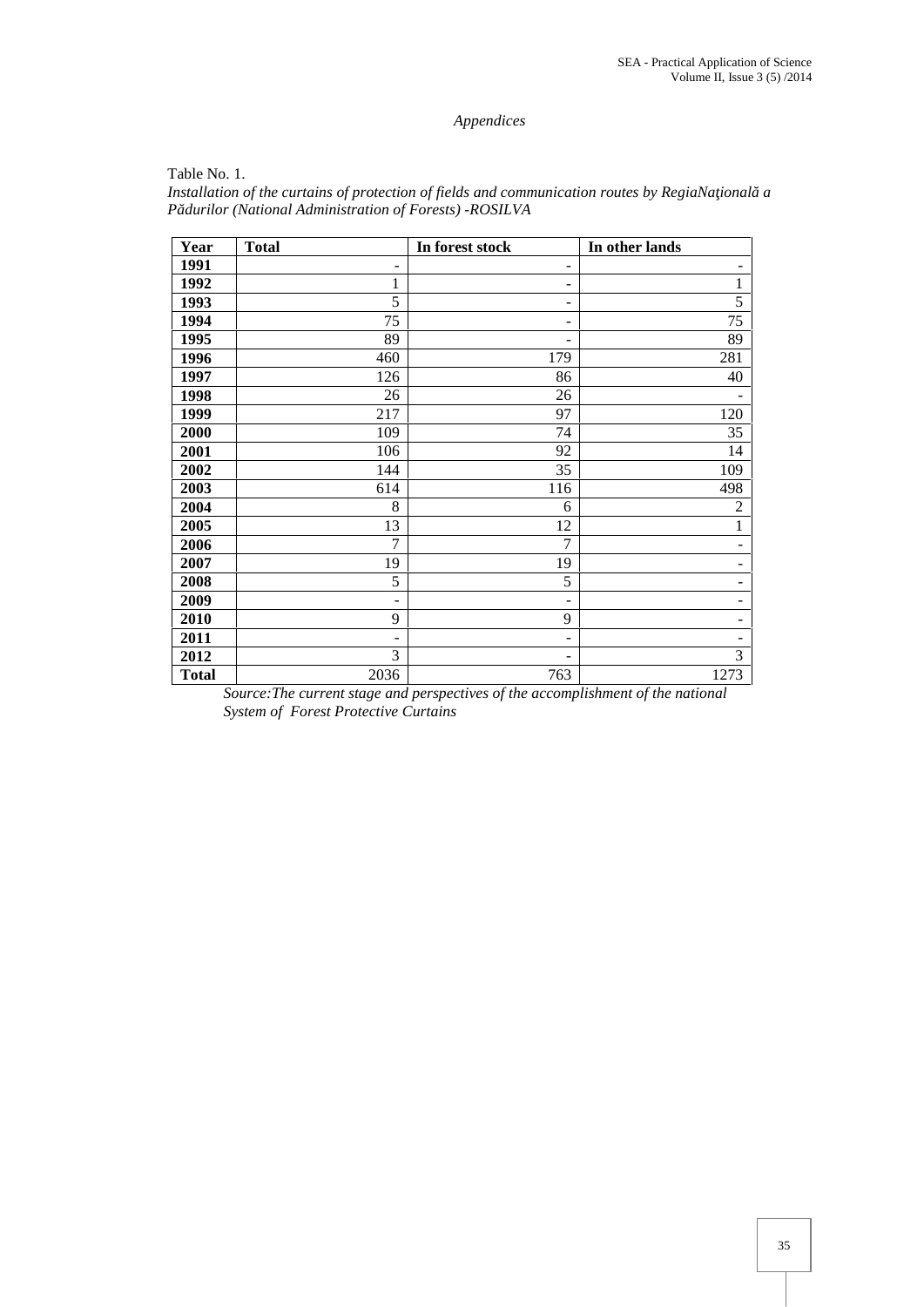*Appendices*

Table No. 1.

*Installation of the curtains of protection of fields and communication routes by RegiaNaţională a Pădurilor (National Administration of Forests) -ROSILVA*

| Year | Total | In forest stock | In other lands |
|---|---|---|---|
| **1991** | - | - | - |
| **1992** | 1 | - | 1 |
| **1993** | 5 | - | 5 |
| **1994** | 75 | - | 75 |
| **1995** | 89 | - | 89 |
| **1996** | 460 | 179 | 281 |
| **1997** | 126 | 86 | 40 |
| **1998** | 26 | 26 | - |
| **1999** | 217 | 97 | 120 |
| **2000** | 109 | 74 | 35 |
| **2001** | 106 | 92 | 14 |
| **2002** | 144 | 35 | 109 |
| **2003** | 614 | 116 | 498 |
| **2004** | 8 | 6 | 2 |
| **2005** | 13 | 12 | 1 |
| **2006** | 7 | 7 | - |
| **2007** | 19 | 19 | - |
| **2008** | 5 | 5 | - |
| **2009** | - | - | - |
| **2010** | 9 | 9 | - |
| **2011** | - | - | - |
| **2012** | 3 | - | 3 |
| **Total** | 2036 | 763 | 1273 |

*Source:The current stage and perspectives of the accomplishment of the national System of Forest Protective Curtains*